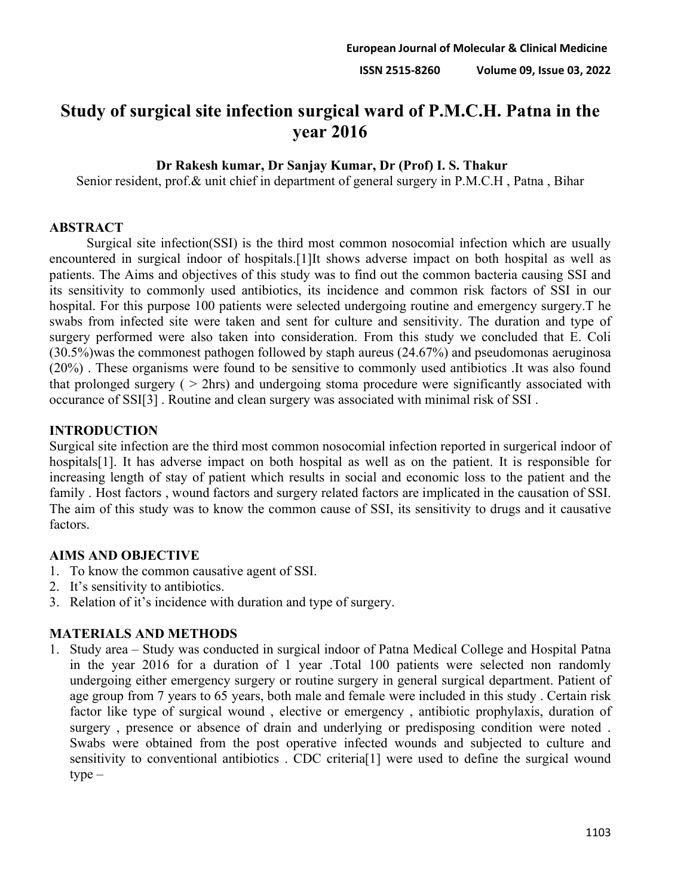# Study of surgical site infection surgical ward of P.M.C.H. Patna in the year 2016

**Dr Rakesh kumar, Dr Sanjay Kumar, Dr (Prof) I. S. Thakur**

Senior resident, prof.& unit chief in department of general surgery in P.M.C.H , Patna , Bihar

## ABSTRACT

Surgical site infection(SSI) is the third most common nosocomial infection which are usually encountered in surgical indoor of hospitals.[1]It shows adverse impact on both hospital as well as patients. The Aims and objectives of this study was to find out the common bacteria causing SSI and its sensitivity to commonly used antibiotics, its incidence and common risk factors of SSI in our hospital. For this purpose 100 patients were selected undergoing routine and emergency surgery.T he swabs from infected site were taken and sent for culture and sensitivity. The duration and type of surgery performed were also taken into consideration. From this study we concluded that E. Coli (30.5%)was the commonest pathogen followed by staph aureus (24.67%) and pseudomonas aeruginosa (20%) . These organisms were found to be sensitive to commonly used antibiotics .It was also found that prolonged surgery ( > 2hrs) and undergoing stoma procedure were significantly associated with occurance of SSI[3] . Routine and clean surgery was associated with minimal risk of SSI .

## INTRODUCTION

Surgical site infection are the third most common nosocomial infection reported in surgerical indoor of hospitals[1]. It has adverse impact on both hospital as well as on the patient. It is responsible for increasing length of stay of patient which results in social and economic loss to the patient and the family . Host factors , wound factors and surgery related factors are implicated in the causation of SSI. The aim of this study was to know the common cause of SSI, its sensitivity to drugs and it causative factors.

## AIMS AND OBJECTIVE

1. To know the common causative agent of SSI.
2. It's sensitivity to antibiotics.
3. Relation of it's incidence with duration and type of surgery.

## MATERIALS AND METHODS

1. Study area – Study was conducted in surgical indoor of Patna Medical College and Hospital Patna in the year 2016 for a duration of 1 year .Total 100 patients were selected non randomly undergoing either emergency surgery or routine surgery in general surgical department. Patient of age group from 7 years to 65 years, both male and female were included in this study . Certain risk factor like type of surgical wound , elective or emergency , antibiotic prophylaxis, duration of surgery , presence or absence of drain and underlying or predisposing condition were noted . Swabs were obtained from the post operative infected wounds and subjected to culture and sensitivity to conventional antibiotics . CDC criteria[1] were used to define the surgical wound type –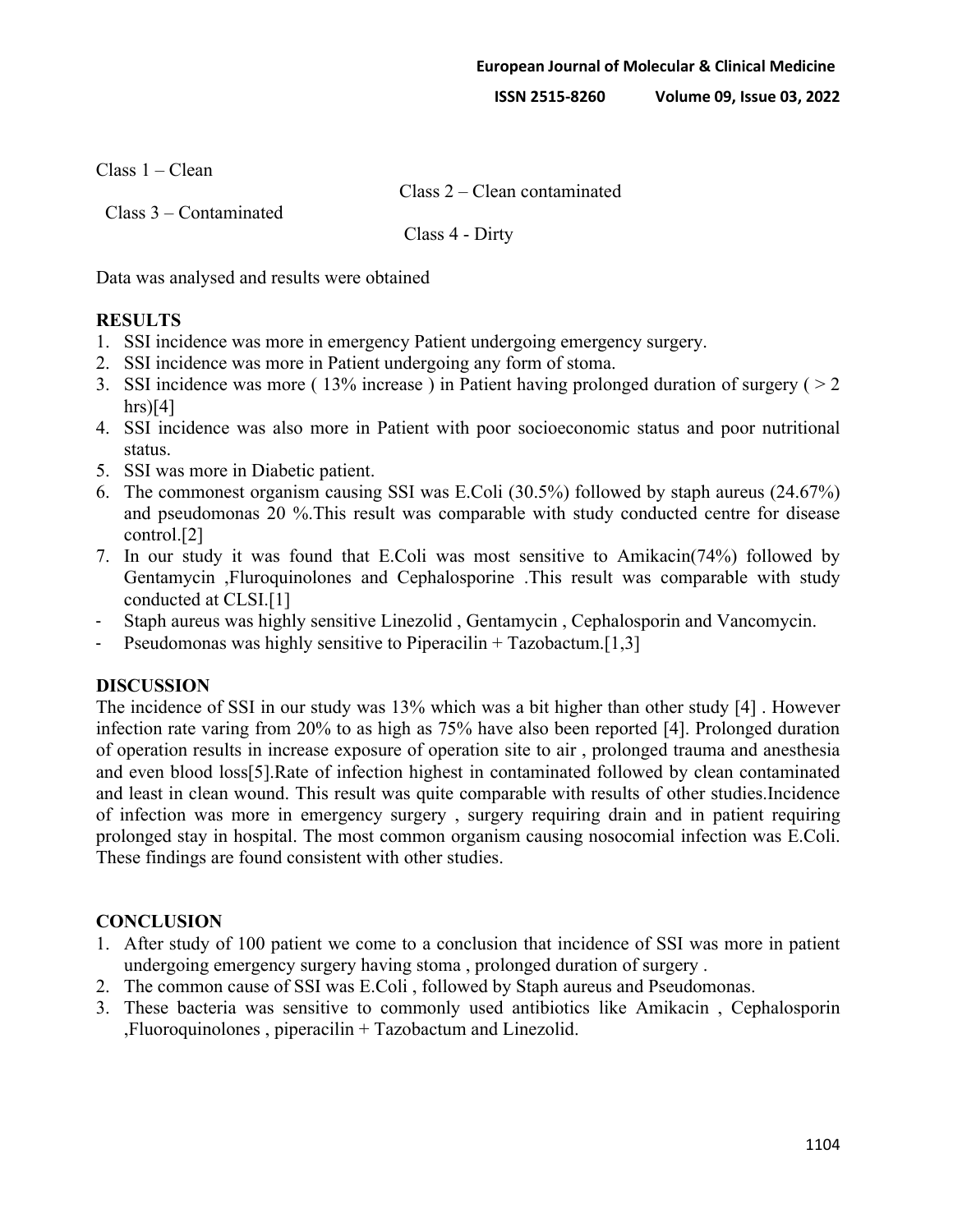Class 1 – Clean

Class 2 – Clean contaminated

Class 3 – Contaminated

Class 4 - Dirty

Data was analysed and results were obtained

## RESULTS

1. SSI incidence was more in emergency Patient undergoing emergency surgery.
2. SSI incidence was more in Patient undergoing any form of stoma.
3. SSI incidence was more ( 13% increase ) in Patient having prolonged duration of surgery ( > 2 hrs)[4]
4. SSI incidence was also more in Patient with poor socioeconomic status and poor nutritional status.
5. SSI was more in Diabetic patient.
6. The commonest organism causing SSI was E.Coli (30.5%) followed by staph aureus (24.67%) and pseudomonas 20 %.This result was comparable with study conducted centre for disease control.[2]
7. In our study it was found that E.Coli was most sensitive to Amikacin(74%) followed by Gentamycin ,Fluroquinolones and Cephalosporine .This result was comparable with study conducted at CLSI.[1]

- Staph aureus was highly sensitive Linezolid , Gentamycin , Cephalosporin and Vancomycin.
- Pseudomonas was highly sensitive to Piperacilin + Tazobactum.[1,3]

## DISCUSSION

The incidence of SSI in our study was 13% which was a bit higher than other study [4] . However infection rate varing from 20% to as high as 75% have also been reported [4]. Prolonged duration of operation results in increase exposure of operation site to air , prolonged trauma and anesthesia and even blood loss[5].Rate of infection highest in contaminated followed by clean contaminated and least in clean wound. This result was quite comparable with results of other studies.Incidence of infection was more in emergency surgery , surgery requiring drain and in patient requiring prolonged stay in hospital. The most common organism causing nosocomial infection was E.Coli. These findings are found consistent with other studies.

## CONCLUSION

1. After study of 100 patient we come to a conclusion that incidence of SSI was more in patient undergoing emergency surgery having stoma , prolonged duration of surgery .
2. The common cause of SSI was E.Coli , followed by Staph aureus and Pseudomonas.
3. These bacteria was sensitive to commonly used antibiotics like Amikacin , Cephalosporin ,Fluoroquinolones , piperacilin + Tazobactum and Linezolid.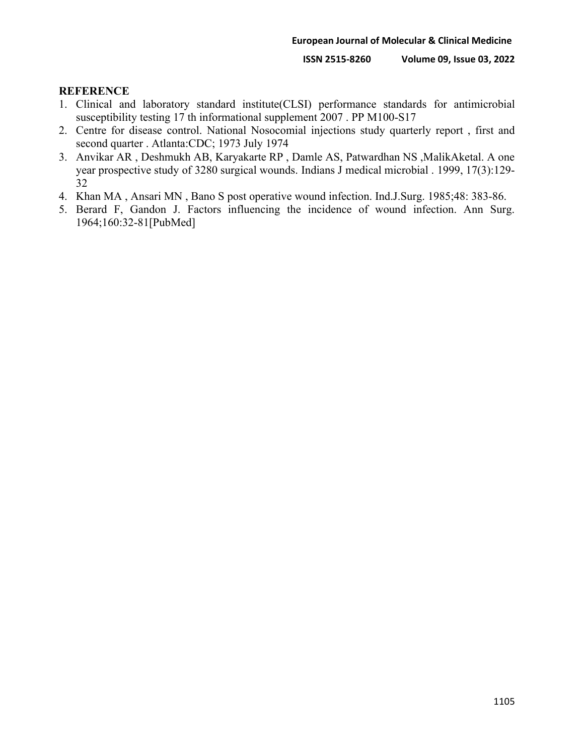## REFERENCE

1. Clinical and laboratory standard institute(CLSI) performance standards for antimicrobial susceptibility testing 17 th informational supplement 2007 . PP M100-S17
2. Centre for disease control. National Nosocomial injections study quarterly report , first and second quarter . Atlanta:CDC; 1973 July 1974
3. Anvikar AR , Deshmukh AB, Karyakarte RP , Damle AS, Patwardhan NS ,MalikAketal. A one year prospective study of 3280 surgical wounds. Indians J medical microbial . 1999, 17(3):129-32
4. Khan MA , Ansari MN , Bano S post operative wound infection. Ind.J.Surg. 1985;48: 383-86.
5. Berard F, Gandon J. Factors influencing the incidence of wound infection. Ann Surg. 1964;160:32-81[PubMed]